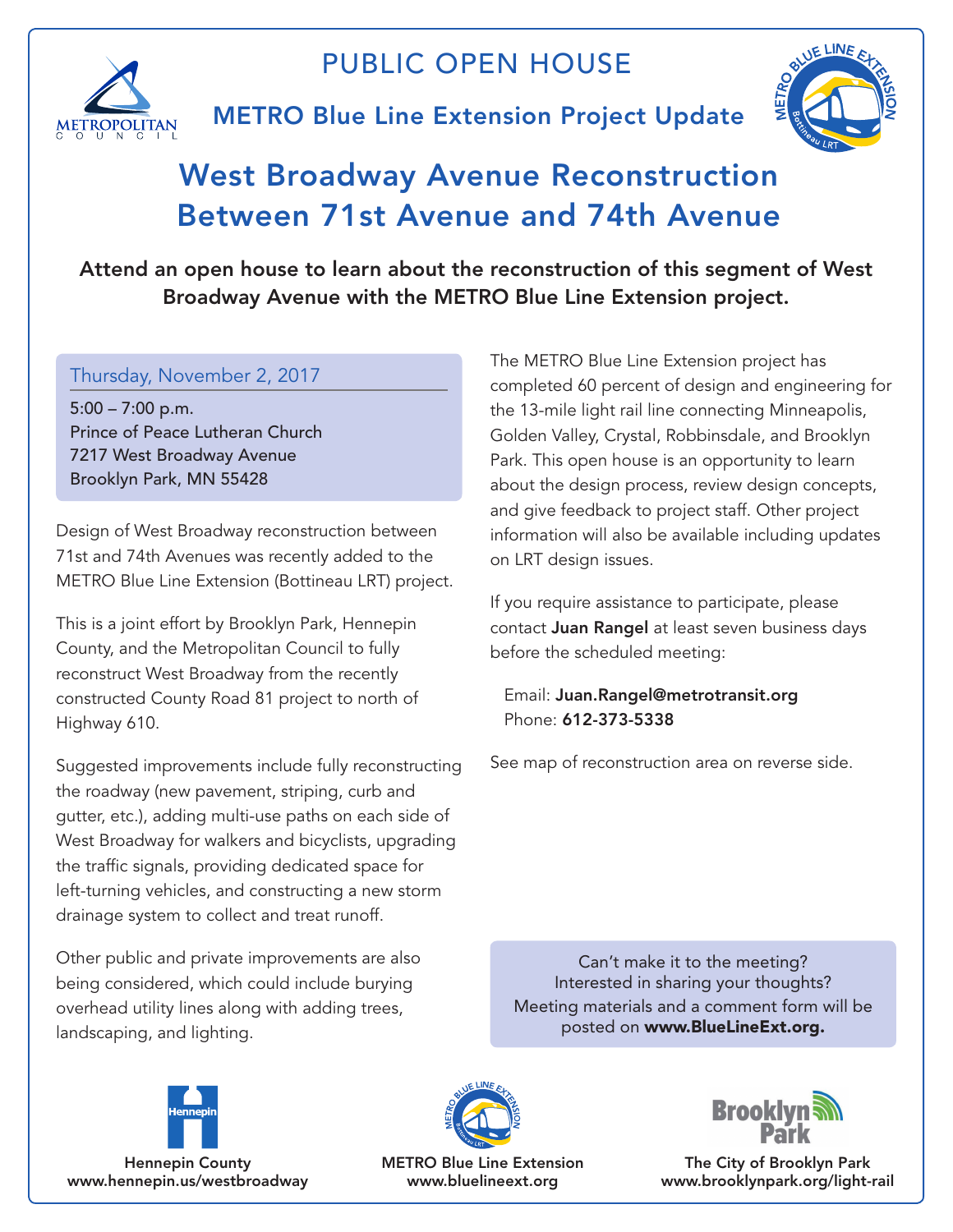# PUBLIC OPEN HOUSE

## METRO Blue Line Extension Project Update

# West Broadway Avenue Reconstruction Between 71st Avenue and 74th Avenue

**Attend an open house to learn about the reconstruction of this segment of West Broadway Avenue with the METRO Blue Line Extension project.**

**Thursday, November 2, 2017**

5:00 – 7:00 p.m.
Prince of Peace Lutheran Church
7217 West Broadway Avenue
Brooklyn Park, MN 55428

Design of West Broadway reconstruction between 71st and 74th Avenues was recently added to the METRO Blue Line Extension (Bottineau LRT) project.

This is a joint effort by Brooklyn Park, Hennepin County, and the Metropolitan Council to fully reconstruct West Broadway from the recently constructed County Road 81 project to north of Highway 610.

Suggested improvements include fully reconstructing the roadway (new pavement, striping, curb and gutter, etc.), adding multi-use paths on each side of West Broadway for walkers and bicyclists, upgrading the traffic signals, providing dedicated space for left-turning vehicles, and constructing a new storm drainage system to collect and treat runoff.

Other public and private improvements are also being considered, which could include burying overhead utility lines along with adding trees, landscaping, and lighting.

The METRO Blue Line Extension project has completed 60 percent of design and engineering for the 13-mile light rail line connecting Minneapolis, Golden Valley, Crystal, Robbinsdale, and Brooklyn Park. This open house is an opportunity to learn about the design process, review design concepts, and give feedback to project staff. Other project information will also be available including updates on LRT design issues.

If you require assistance to participate, please contact **Juan Rangel** at least seven business days before the scheduled meeting:

Email: **Juan.Rangel@metrotransit.org**
Phone: **612-373-5338**

See map of reconstruction area on reverse side.

Can't make it to the meeting?
Interested in sharing your thoughts?
Meeting materials and a comment form will be posted on **www.BlueLineExt.org.**

**Hennepin County**
**www.hennepin.us/westbroadway**

**METRO Blue Line Extension**
**www.bluelineext.org**

**The City of Brooklyn Park**
**www.brooklynpark.org/light-rail**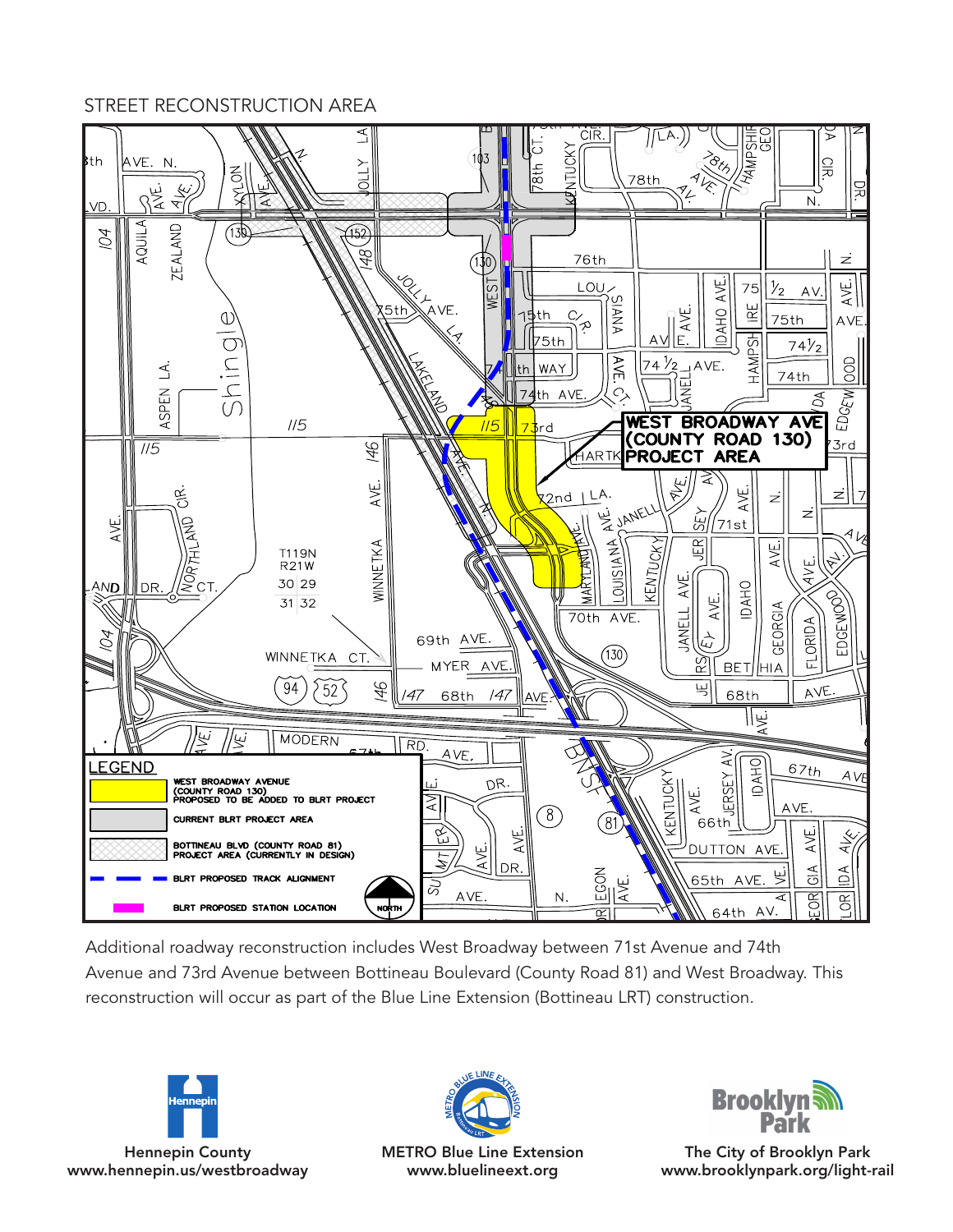## STREET RECONSTRUCTION AREA

WEST BROADWAY AVE (COUNTY ROAD 130) PROJECT AREA

LEGEND

WEST BROADWAY AVENUE (COUNTY ROAD 130) PROPOSED TO BE ADDED TO BLRT PROJECT

CURRENT BLRT PROJECT AREA

BOTTINEAU BLVD (COUNTY ROAD 81) PROJECT AREA (CURRENTLY IN DESIGN)

BLRT PROPOSED TRACK ALIGNMENT

BLRT PROPOSED STATION LOCATION

NORTH

Additional roadway reconstruction includes West Broadway between 71st Avenue and 74th Avenue and 73rd Avenue between Bottineau Boulevard (County Road 81) and West Broadway. This reconstruction will occur as part of the Blue Line Extension (Bottineau LRT) construction.

Hennepin County
www.hennepin.us/westbroadway

METRO Blue Line Extension
www.bluelineext.org

The City of Brooklyn Park
www.brooklynpark.org/light-rail